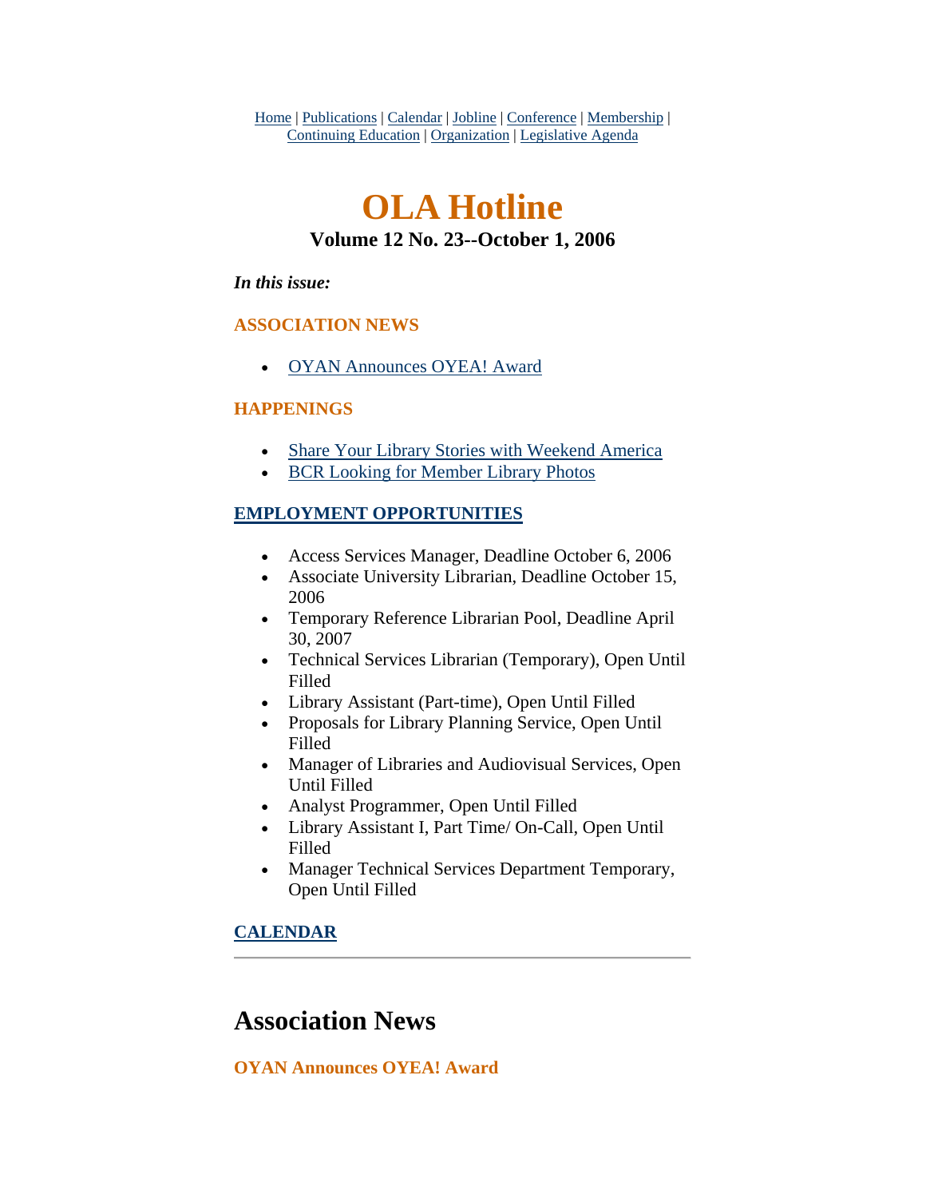Home | Publications | Calendar | Jobline | Conference | Membership | Continuing Education | Organization | Legislative Agenda

# OLA Hotline

### Volume 12 No. 23--October 1, 2006

***In this issue:***

**ASSOCIATION NEWS**

- OYAN Announces OYEA! Award

**HAPPENINGS**

- Share Your Library Stories with Weekend America
- BCR Looking for Member Library Photos

**EMPLOYMENT OPPORTUNITIES**

- Access Services Manager, Deadline October 6, 2006
- Associate University Librarian, Deadline October 15, 2006
- Temporary Reference Librarian Pool, Deadline April 30, 2007
- Technical Services Librarian (Temporary), Open Until Filled
- Library Assistant (Part-time), Open Until Filled
- Proposals for Library Planning Service, Open Until Filled
- Manager of Libraries and Audiovisual Services, Open Until Filled
- Analyst Programmer, Open Until Filled
- Library Assistant I, Part Time/ On-Call, Open Until Filled
- Manager Technical Services Department Temporary, Open Until Filled

**CALENDAR**

---

## Association News

**OYAN Announces OYEA! Award**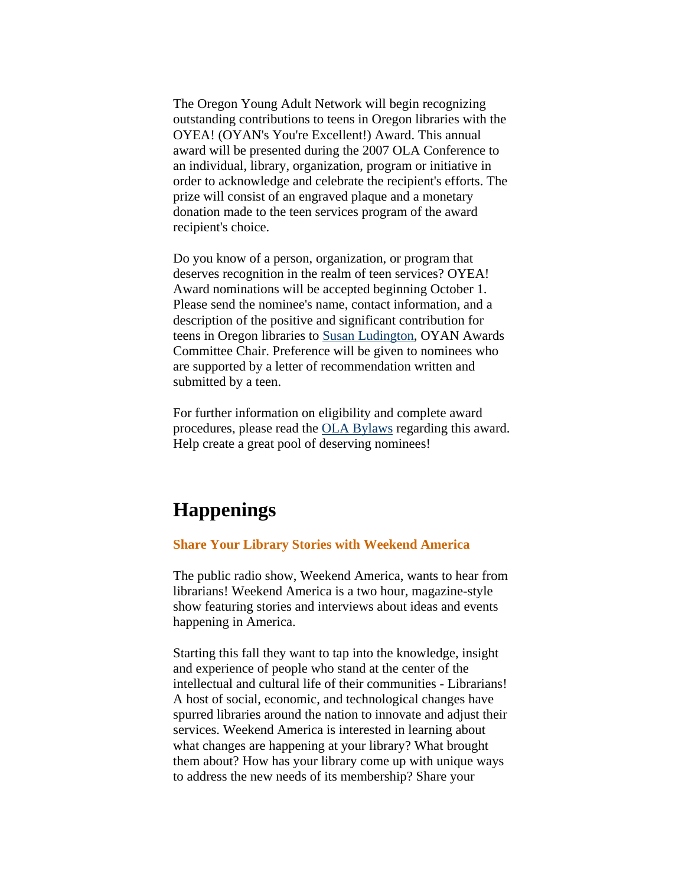The Oregon Young Adult Network will begin recognizing outstanding contributions to teens in Oregon libraries with the OYEA! (OYAN's You're Excellent!) Award. This annual award will be presented during the 2007 OLA Conference to an individual, library, organization, program or initiative in order to acknowledge and celebrate the recipient's efforts. The prize will consist of an engraved plaque and a monetary donation made to the teen services program of the award recipient's choice.

Do you know of a person, organization, or program that deserves recognition in the realm of teen services? OYEA! Award nominations will be accepted beginning October 1. Please send the nominee's name, contact information, and a description of the positive and significant contribution for teens in Oregon libraries to Susan Ludington, OYAN Awards Committee Chair. Preference will be given to nominees who are supported by a letter of recommendation written and submitted by a teen.

For further information on eligibility and complete award procedures, please read the OLA Bylaws regarding this award. Help create a great pool of deserving nominees!

# Happenings

**Share Your Library Stories with Weekend America**

The public radio show, Weekend America, wants to hear from librarians! Weekend America is a two hour, magazine-style show featuring stories and interviews about ideas and events happening in America.

Starting this fall they want to tap into the knowledge, insight and experience of people who stand at the center of the intellectual and cultural life of their communities - Librarians! A host of social, economic, and technological changes have spurred libraries around the nation to innovate and adjust their services. Weekend America is interested in learning about what changes are happening at your library? What brought them about? How has your library come up with unique ways to address the new needs of its membership? Share your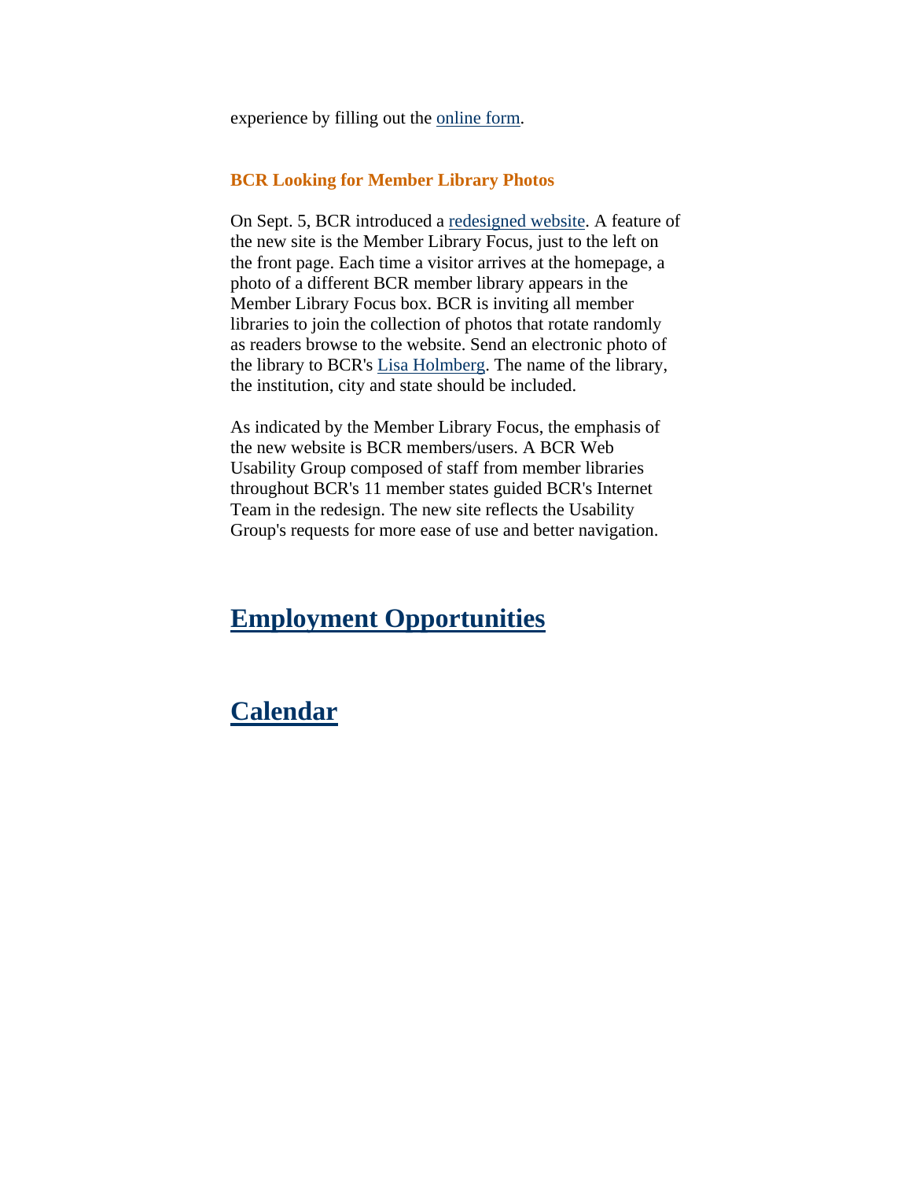experience by filling out the online form.

### BCR Looking for Member Library Photos

On Sept. 5, BCR introduced a redesigned website. A feature of the new site is the Member Library Focus, just to the left on the front page. Each time a visitor arrives at the homepage, a photo of a different BCR member library appears in the Member Library Focus box. BCR is inviting all member libraries to join the collection of photos that rotate randomly as readers browse to the website. Send an electronic photo of the library to BCR's Lisa Holmberg. The name of the library, the institution, city and state should be included.

As indicated by the Member Library Focus, the emphasis of the new website is BCR members/users. A BCR Web Usability Group composed of staff from member libraries throughout BCR's 11 member states guided BCR's Internet Team in the redesign. The new site reflects the Usability Group's requests for more ease of use and better navigation.

## Employment Opportunities

## Calendar